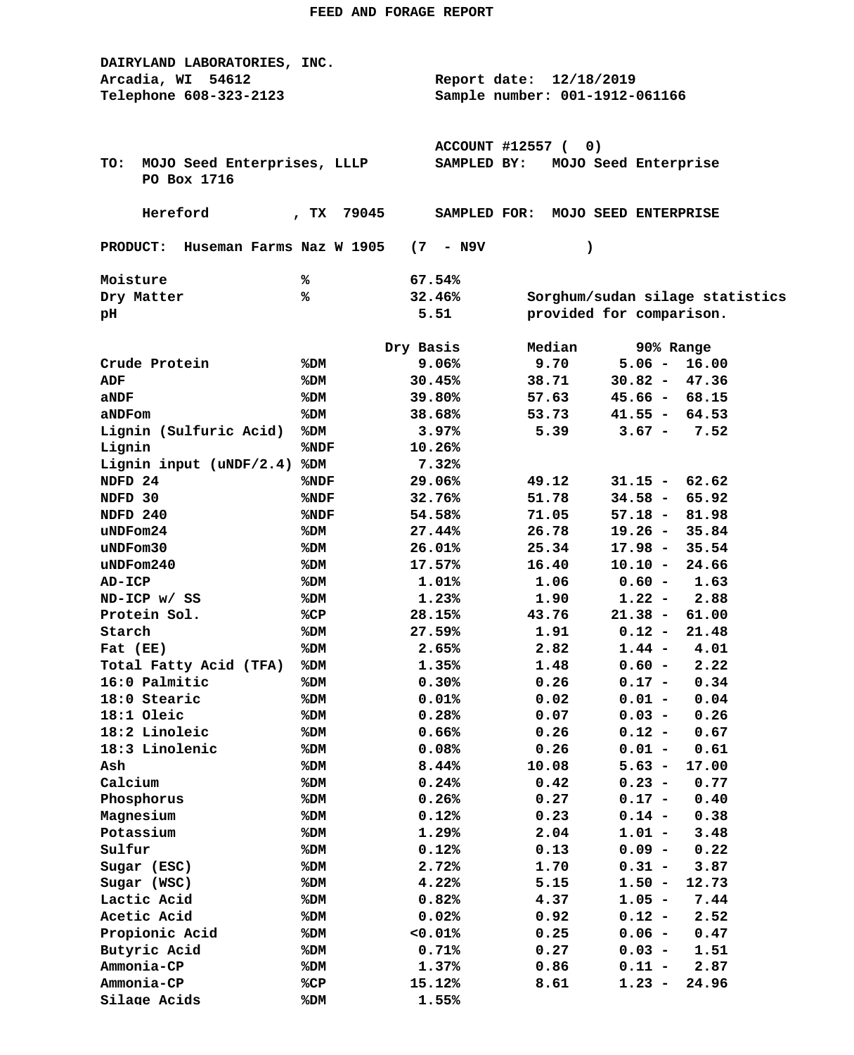# FEED AND FORAGE REPORT

**DAIRYLAND LABORATORIES, INC.**
Arcadia, WI 54612
Telephone 608-323-2123

Report date: 12/18/2019
Sample number: 001-1912-061166

ACCOUNT #12557 ( 0)

TO: MOJO Seed Enterprises, LLLP
PO Box 1716
Hereford , TX 79045

SAMPLED BY: MOJO Seed Enterprise

SAMPLED FOR: MOJO SEED ENTERPRISE

PRODUCT: Huseman Farms Naz W 1905 (7 - N9V )

| | | | |
|---|---|---|---|
| Moisture | % | 67.54% | |
| Dry Matter | % | 32.46% | Sorghum/sudan silage statistics provided for comparison. |
| pH | | 5.51 | |

| | | Dry Basis | Median | 90% Range |
|---|---|---|---|---|
| Crude Protein | %DM | 9.06% | 9.70 | 5.06 - 16.00 |
| ADF | %DM | 30.45% | 38.71 | 30.82 - 47.36 |
| aNDF | %DM | 39.80% | 57.63 | 45.66 - 68.15 |
| aNDFom | %DM | 38.68% | 53.73 | 41.55 - 64.53 |
| Lignin (Sulfuric Acid) | %DM | 3.97% | 5.39 | 3.67 - 7.52 |
| Lignin | %NDF | 10.26% | | |
| Lignin input (uNDF/2.4) | %DM | 7.32% | | |
| NDFD 24 | %NDF | 29.06% | 49.12 | 31.15 - 62.62 |
| NDFD 30 | %NDF | 32.76% | 51.78 | 34.58 - 65.92 |
| NDFD 240 | %NDF | 54.58% | 71.05 | 57.18 - 81.98 |
| uNDFom24 | %DM | 27.44% | 26.78 | 19.26 - 35.84 |
| uNDFom30 | %DM | 26.01% | 25.34 | 17.98 - 35.54 |
| uNDFom240 | %DM | 17.57% | 16.40 | 10.10 - 24.66 |
| AD-ICP | %DM | 1.01% | 1.06 | 0.60 - 1.63 |
| ND-ICP w/ SS | %DM | 1.23% | 1.90 | 1.22 - 2.88 |
| Protein Sol. | %CP | 28.15% | 43.76 | 21.38 - 61.00 |
| Starch | %DM | 27.59% | 1.91 | 0.12 - 21.48 |
| Fat (EE) | %DM | 2.65% | 2.82 | 1.44 - 4.01 |
| Total Fatty Acid (TFA) | %DM | 1.35% | 1.48 | 0.60 - 2.22 |
| 16:0 Palmitic | %DM | 0.30% | 0.26 | 0.17 - 0.34 |
| 18:0 Stearic | %DM | 0.01% | 0.02 | 0.01 - 0.04 |
| 18:1 Oleic | %DM | 0.28% | 0.07 | 0.03 - 0.26 |
| 18:2 Linoleic | %DM | 0.66% | 0.26 | 0.12 - 0.67 |
| 18:3 Linolenic | %DM | 0.08% | 0.26 | 0.01 - 0.61 |
| Ash | %DM | 8.44% | 10.08 | 5.63 - 17.00 |
| Calcium | %DM | 0.24% | 0.42 | 0.23 - 0.77 |
| Phosphorus | %DM | 0.26% | 0.27 | 0.17 - 0.40 |
| Magnesium | %DM | 0.12% | 0.23 | 0.14 - 0.38 |
| Potassium | %DM | 1.29% | 2.04 | 1.01 - 3.48 |
| Sulfur | %DM | 0.12% | 0.13 | 0.09 - 0.22 |
| Sugar (ESC) | %DM | 2.72% | 1.70 | 0.31 - 3.87 |
| Sugar (WSC) | %DM | 4.22% | 5.15 | 1.50 - 12.73 |
| Lactic Acid | %DM | 0.82% | 4.37 | 1.05 - 7.44 |
| Acetic Acid | %DM | 0.02% | 0.92 | 0.12 - 2.52 |
| Propionic Acid | %DM | <0.01% | 0.25 | 0.06 - 0.47 |
| Butyric Acid | %DM | 0.71% | 0.27 | 0.03 - 1.51 |
| Ammonia-CP | %DM | 1.37% | 0.86 | 0.11 - 2.87 |
| Ammonia-CP | %CP | 15.12% | 8.61 | 1.23 - 24.96 |
| Silage Acids | %DM | 1.55% | | |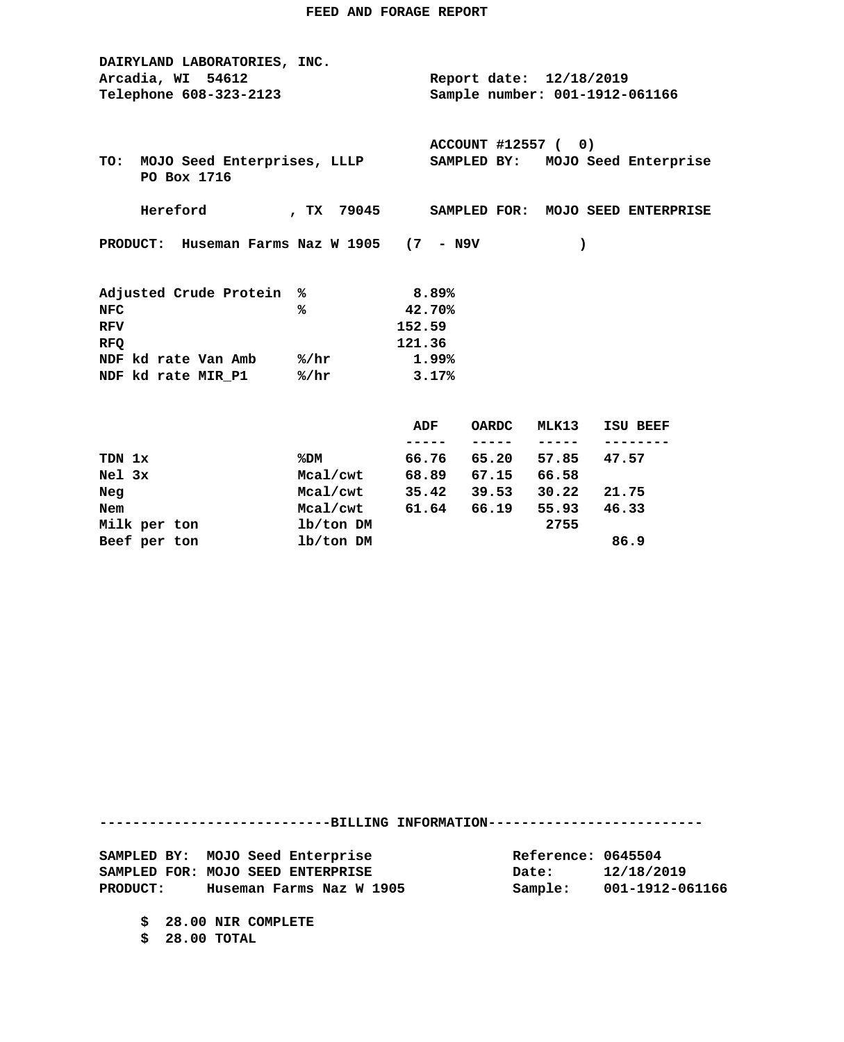# FEED AND FORAGE REPORT

**DAIRYLAND LABORATORIES, INC.**
Arcadia, WI 54612
Telephone 608-323-2123

Report date: 12/18/2019
Sample number: 001-1912-061166

ACCOUNT #12557 ( 0)

TO: MOJO Seed Enterprises, LLLP
PO Box 1716

Hereford , TX 79045

SAMPLED BY: MOJO Seed Enterprise

SAMPLED FOR: MOJO SEED ENTERPRISE

PRODUCT: Huseman Farms Naz W 1905 (7 - N9V )

| | | |
|---|---|---|
| Adjusted Crude Protein | % | 8.89% |
| NFC | % | 42.70% |
| RFV | | 152.59 |
| RFQ | | 121.36 |
| NDF kd rate Van Amb | %/hr | 1.99% |
| NDF kd rate MIR_P1 | %/hr | 3.17% |

| | | ADF | OARDC | MLK13 | ISU BEEF |
|---|---|---|---|---|---|
| TDN 1x | %DM | 66.76 | 65.20 | 57.85 | 47.57 |
| Nel 3x | Mcal/cwt | 68.89 | 67.15 | 66.58 | |
| Neg | Mcal/cwt | 35.42 | 39.53 | 30.22 | 21.75 |
| Nem | Mcal/cwt | 61.64 | 66.19 | 55.93 | 46.33 |
| Milk per ton | lb/ton DM | | | 2755 | |
| Beef per ton | lb/ton DM | | | | 86.9 |

----------------------------BILLING INFORMATION--------------------------

SAMPLED BY: MOJO Seed Enterprise
SAMPLED FOR: MOJO SEED ENTERPRISE
PRODUCT: Huseman Farms Naz W 1905

Reference: 0645504
Date: 12/18/2019
Sample: 001-1912-061166

$ 28.00 NIR COMPLETE
$ 28.00 TOTAL